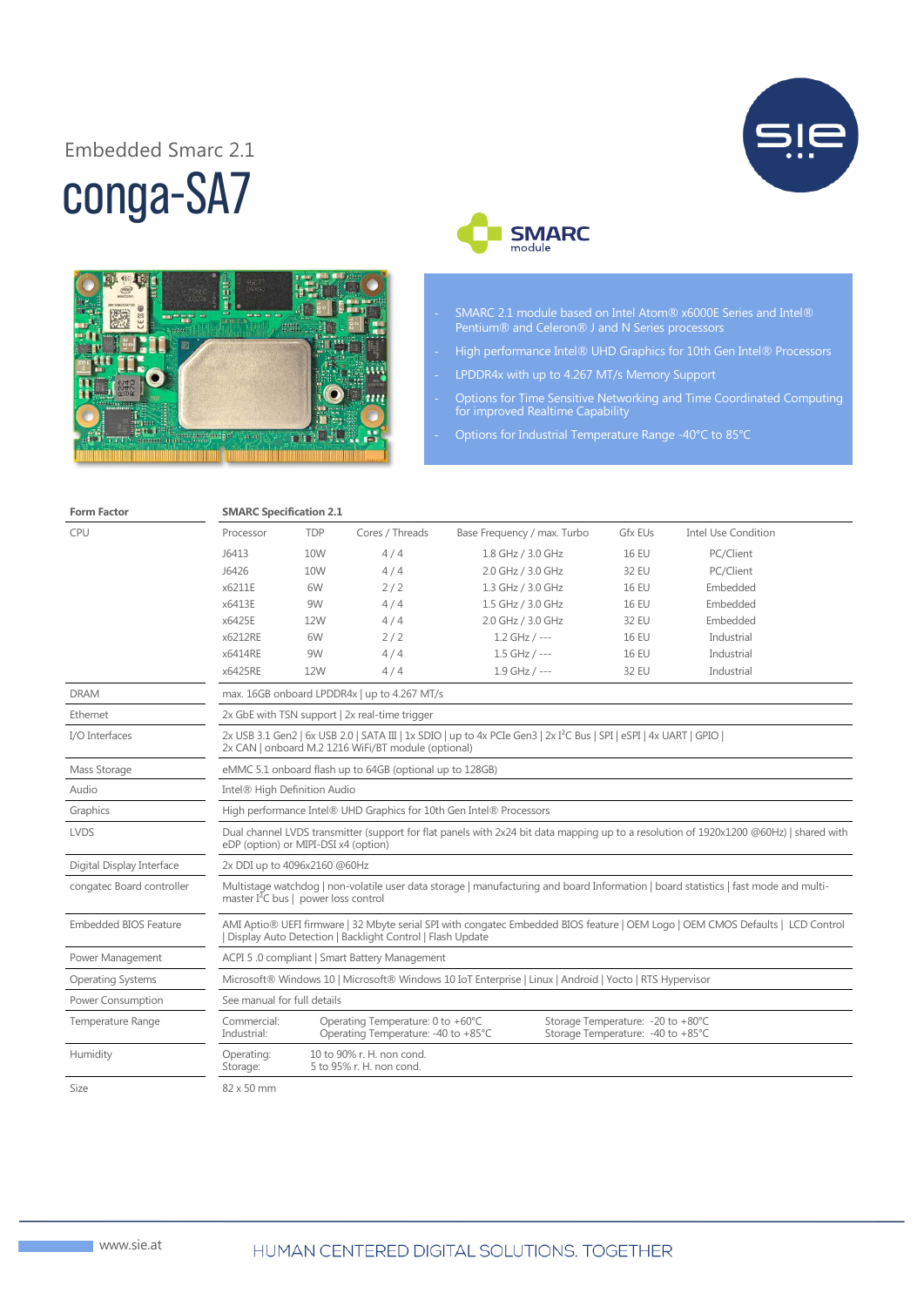Embedded Smarc 2.1

# conga-SA7

- SMARC 2.1 module based on Intel Atom® x6000E Series and Intel® Pentium® and Celeron® J and N Series processors
- High performance Intel® UHD Graphics for 10th Gen Intel® Processors
- LPDDR4x with up to 4.267 MT/s Memory Support
- Options for Time Sensitive Networking and Time Coordinated Computing for improved Realtime Capability
- Options for Industrial Temperature Range -40°C to 85°C

| Form Factor | SMARC Specification 2.1 | | | | | |
|---|---|---|---|---|---|---|
| CPU | Processor | TDP | Cores / Threads | Base Frequency / max. Turbo | Gfx EUs | Intel Use Condition |
| | J6413 | 10W | 4 / 4 | 1.8 GHz / 3.0 GHz | 16 EU | PC/Client |
| | J6426 | 10W | 4 / 4 | 2.0 GHz / 3.0 GHz | 32 EU | PC/Client |
| | x6211E | 6W | 2 / 2 | 1.3 GHz / 3.0 GHz | 16 EU | Embedded |
| | x6413E | 9W | 4 / 4 | 1.5 GHz / 3.0 GHz | 16 EU | Embedded |
| | x6425E | 12W | 4 / 4 | 2.0 GHz / 3.0 GHz | 32 EU | Embedded |
| | x6212RE | 6W | 2 / 2 | 1.2 GHz / --- | 16 EU | Industrial |
| | x6414RE | 9W | 4 / 4 | 1.5 GHz / --- | 16 EU | Industrial |
| | x6425RE | 12W | 4 / 4 | 1.9 GHz / --- | 32 EU | Industrial |
| DRAM | max. 16GB onboard LPDDR4x \| up to 4.267 MT/s | | | | | |
| Ethernet | 2x GbE with TSN support \| 2x real-time trigger | | | | | |
| I/O Interfaces | 2x USB 3.1 Gen2 \| 6x USB 2.0 \| SATA III \| 1x SDIO \| up to 4x PCIe Gen3 \| 2x I²C Bus \| SPI \| eSPI \| 4x UART \| GPIO \| 2x CAN \| onboard M.2 1216 WiFi/BT module (optional) | | | | | |
| Mass Storage | eMMC 5.1 onboard flash up to 64GB (optional up to 128GB) | | | | | |
| Audio | Intel® High Definition Audio | | | | | |
| Graphics | High performance Intel® UHD Graphics for 10th Gen Intel® Processors | | | | | |
| LVDS | Dual channel LVDS transmitter (support for flat panels with 2x24 bit data mapping up to a resolution of 1920x1200 @60Hz) \| shared with eDP (option) or MIPI-DSI x4 (option) | | | | | |
| Digital Display Interface | 2x DDI up to 4096x2160 @60Hz | | | | | |
| congatec Board controller | Multistage watchdog \| non-volatile user data storage \| manufacturing and board Information \| board statistics \| fast mode and multi-master I²C bus \| power loss control | | | | | |
| Embedded BIOS Feature | AMI Aptio® UEFI firmware \| 32 Mbyte serial SPI with congatec Embedded BIOS feature \| OEM Logo \| OEM CMOS Defaults \| LCD Control \| Display Auto Detection \| Backlight Control \| Flash Update | | | | | |
| Power Management | ACPI 5 .0 compliant \| Smart Battery Management | | | | | |
| Operating Systems | Microsoft® Windows 10 \| Microsoft® Windows 10 IoT Enterprise \| Linux \| Android \| Yocto \| RTS Hypervisor | | | | | |
| Power Consumption | See manual for full details | | | | | |
| Temperature Range | Commercial: Operating Temperature: 0 to +60°C, Storage Temperature: -20 to +80°C; Industrial: Operating Temperature: -40 to +85°C, Storage Temperature: -40 to +85°C | | | | | |
| Humidity | Operating: 10 to 90% r. H. non cond.; Storage: 5 to 95% r. H. non cond. | | | | | |
| Size | 82 x 50 mm | | | | | |

www.sie.at

HUMAN CENTERED DIGITAL SOLUTIONS. TOGETHER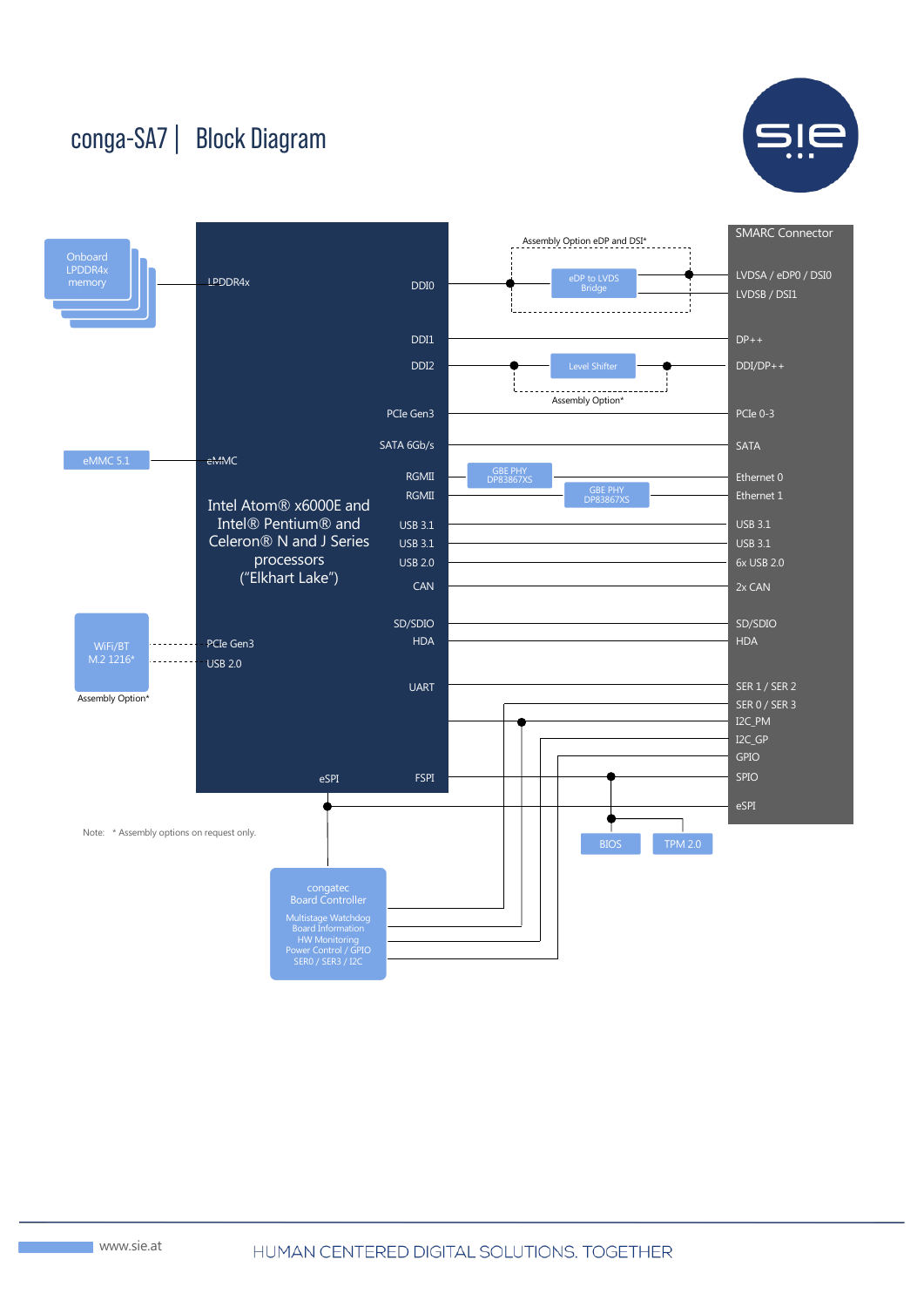# conga-SA7 | Block Diagram

Onboard LPDDR4x memory — LPDDR4x

eMMC 5.1 — eMMC

WiFi/BT M.2 1216* — PCIe Gen3, USB 2.0

Assembly Option*

Intel Atom® x6000E and Intel® Pentium® and Celeron® N and J Series processors ("Elkhart Lake")

| Processor | | SMARC Connector |
|---|---|---|
| DDI0 | Assembly Option eDP and DSI*: eDP to LVDS Bridge | LVDSA / eDP0 / DSI0 |
| | | LVDSB / DSI1 |
| DDI1 | | DP++ |
| DDI2 | Level Shifter (Assembly Option*) | DDI/DP++ |
| PCIe Gen3 | | PCIe 0-3 |
| SATA 6Gb/s | | SATA |
| RGMII | GBE PHY DP83867XS | Ethernet 0 |
| RGMII | GBE PHY DP83867XS | Ethernet 1 |
| USB 3.1 | | USB 3.1 |
| USB 3.1 | | USB 3.1 |
| USB 2.0 | | 6x USB 2.0 |
| CAN | | 2x CAN |
| SD/SDIO | | SD/SDIO |
| HDA | | HDA |
| UART | | SER 1 / SER 2 |
| | congatec Board Controller | SER 0 / SER 3 |
| | congatec Board Controller | I2C_PM |
| | congatec Board Controller | I2C_GP |
| | congatec Board Controller | GPIO |
| FSPI | BIOS | SPIO |
| eSPI | TPM 2.0 | eSPI |

congatec Board Controller: Multistage Watchdog, Board Information, HW Monitoring, Power Control / GPIO, SER0 / SER3 / I2C

BIOS

TPM 2.0

Note: * Assembly options on request only.

www.sie.at

HUMAN CENTERED DIGITAL SOLUTIONS. TOGETHER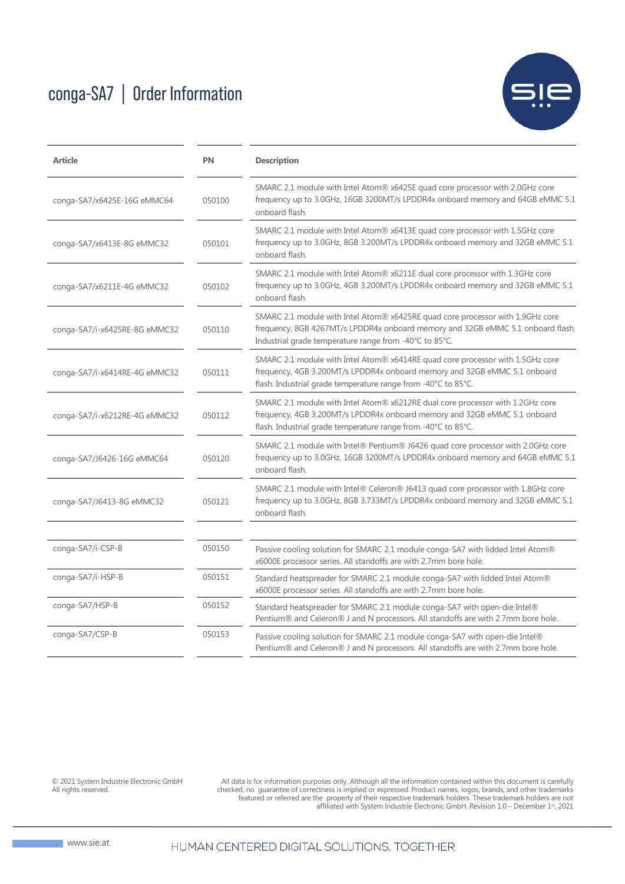# conga-SA7 | Order Information

| Article | PN | Description |
|---|---|---|
| conga-SA7/x6425E-16G eMMC64 | 050100 | SMARC 2.1 module with Intel Atom® x6425E quad core processor with 2.0GHz core frequency up to 3.0GHz, 16GB 3200MT/s LPDDR4x onboard memory and 64GB eMMC 5.1 onboard flash. |
| conga-SA7/x6413E-8G eMMC32 | 050101 | SMARC 2.1 module with Intel Atom® x6413E quad core processor with 1.5GHz core frequency up to 3.0GHz, 8GB 3.200MT/s LPDDR4x onboard memory and 32GB eMMC 5.1 onboard flash. |
| conga-SA7/x6211E-4G eMMC32 | 050102 | SMARC 2.1 module with Intel Atom® x6211E dual core processor with 1.3GHz core frequency up to 3.0GHz, 4GB 3.200MT/s LPDDR4x onboard memory and 32GB eMMC 5.1 onboard flash. |
| conga-SA7/i-x6425RE-8G eMMC32 | 050110 | SMARC 2.1 module with Intel Atom® x6425RE quad core processor with 1.9GHz core frequency, 8GB 4267MT/s LPDDR4x onboard memory and 32GB eMMC 5.1 onboard flash. Industrial grade temperature range from -40°C to 85°C. |
| conga-SA7/i-x6414RE-4G eMMC32 | 050111 | SMARC 2.1 module with Intel Atom® x6414RE quad core processor with 1.5GHz core frequency, 4GB 3.200MT/s LPDDR4x onboard memory and 32GB eMMC 5.1 onboard flash. Industrial grade temperature range from -40°C to 85°C. |
| conga-SA7/i-x6212RE-4G eMMC32 | 050112 | SMARC 2.1 module with Intel Atom® x6212RE dual core processor with 1.2GHz core frequency, 4GB 3.200MT/s LPDDR4x onboard memory and 32GB eMMC 5.1 onboard flash. Industrial grade temperature range from -40°C to 85°C. |
| conga-SA7/J6426-16G eMMC64 | 050120 | SMARC 2.1 module with Intel® Pentium® J6426 quad core processor with 2.0GHz core frequency up to 3.0GHz, 16GB 3200MT/s LPDDR4x onboard memory and 64GB eMMC 5.1 onboard flash. |
| conga-SA7/J6413-8G eMMC32 | 050121 | SMARC 2.1 module with Intel® Celeron® J6413 quad core processor with 1.8GHz core frequency up to 3.0GHz, 8GB 3.733MT/s LPDDR4x onboard memory and 32GB eMMC 5.1 onboard flash. |
| conga-SA7/i-CSP-B | 050150 | Passive cooling solution for SMARC 2.1 module conga-SA7 with lidded Intel Atom® x6000E processor series. All standoffs are with 2.7mm bore hole. |
| conga-SA7/i-HSP-B | 050151 | Standard heatspreader for SMARC 2.1 module conga-SA7 with lidded Intel Atom® x6000E processor series. All standoffs are with 2.7mm bore hole. |
| conga-SA7/HSP-B | 050152 | Standard heatspreader for SMARC 2.1 module conga-SA7 with open-die Intel® Pentium® and Celeron® J and N processors. All standoffs are with 2.7mm bore hole. |
| conga-SA7/CSP-B | 050153 | Passive cooling solution for SMARC 2.1 module conga-SA7 with open-die Intel® Pentium® and Celeron® J and N processors. All standoffs are with 2.7mm bore hole. |

© 2021 System Industrie Electronic GmbH
All rights reserved.

All data is for information purposes only. Although all the information contained within this document is carefully checked, no guarantee of correctness is implied or expressed. Product names, logos, brands, and other trademarks featured or referred are the property of their respective trademark holders. These trademark holders are not affiliated with System Industrie Electronic GmbH. Revision 1.0 – December 1st, 2021

www.sie.at

HUMAN CENTERED DIGITAL SOLUTIONS. TOGETHER